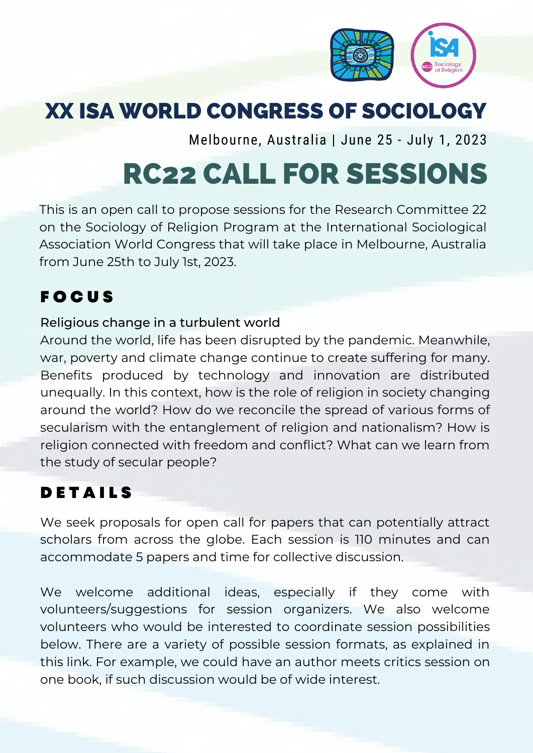# XX ISA WORLD CONGRESS OF SOCIOLOGY

Melbourne, Australia | June 25 - July 1, 2023

# RC22 CALL FOR SESSIONS

This is an open call to propose sessions for the Research Committee 22 on the Sociology of Religion Program at the International Sociological Association World Congress that will take place in Melbourne, Australia from June 25th to July 1st, 2023.

## FOCUS

Religious change in a turbulent world

Around the world, life has been disrupted by the pandemic. Meanwhile, war, poverty and climate change continue to create suffering for many. Benefits produced by technology and innovation are distributed unequally. In this context, how is the role of religion in society changing around the world? How do we reconcile the spread of various forms of secularism with the entanglement of religion and nationalism? How is religion connected with freedom and conflict? What can we learn from the study of secular people?

## DETAILS

We seek proposals for open call for papers that can potentially attract scholars from across the globe. Each session is 110 minutes and can accommodate 5 papers and time for collective discussion.

We welcome additional ideas, especially if they come with volunteers/suggestions for session organizers. We also welcome volunteers who would be interested to coordinate session possibilities below. There are a variety of possible session formats, as explained in this link. For example, we could have an author meets critics session on one book, if such discussion would be of wide interest.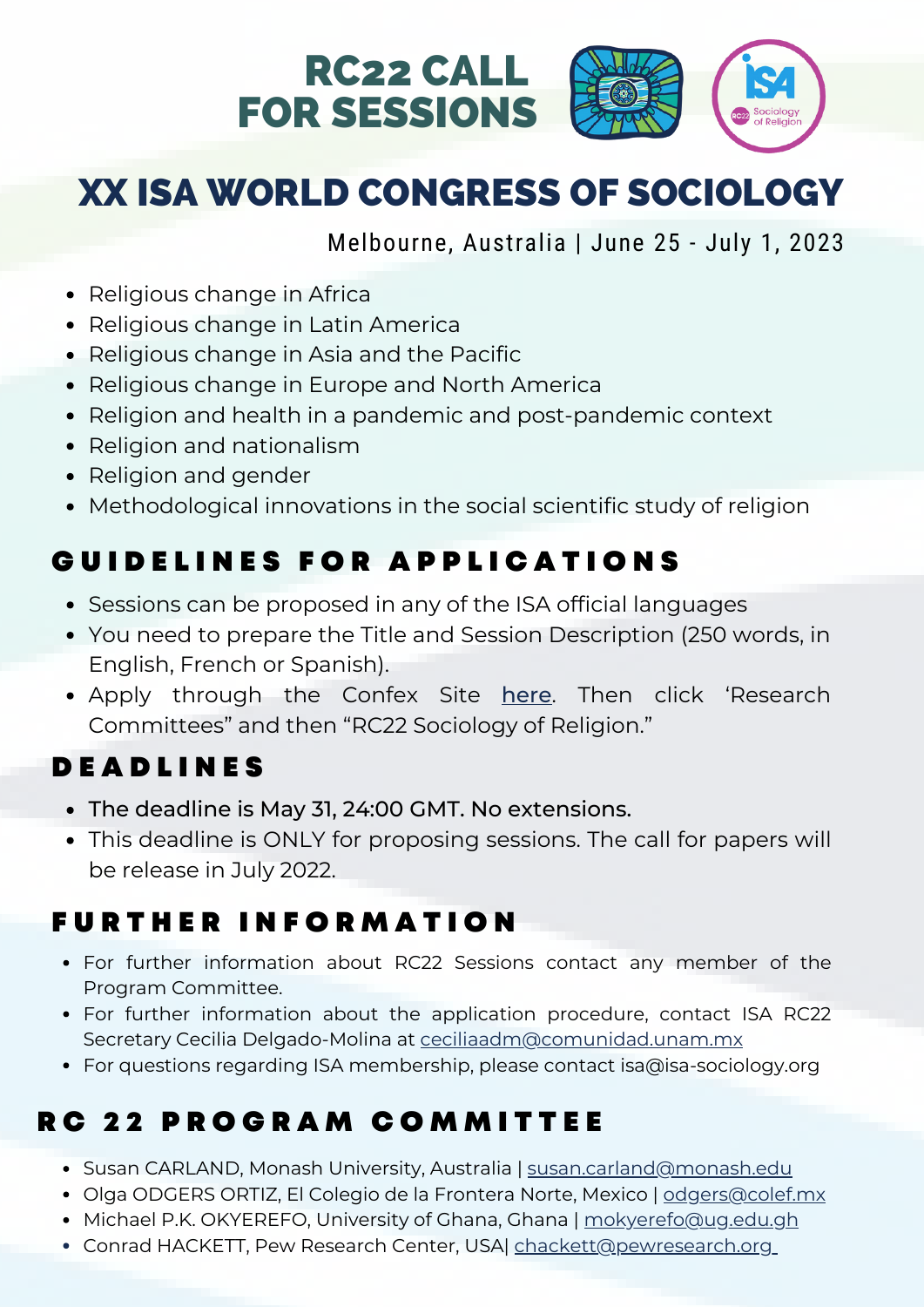# RC22 CALL FOR SESSIONS

# XX ISA WORLD CONGRESS OF SOCIOLOGY

Melbourne, Australia | June 25 - July 1, 2023

- Religious change in Africa
- Religious change in Latin America
- Religious change in Asia and the Pacific
- Religious change in Europe and North America
- Religion and health in a pandemic and post-pandemic context
- Religion and nationalism
- Religion and gender
- Methodological innovations in the social scientific study of religion

## GUIDELINES FOR APPLICATIONS

- Sessions can be proposed in any of the ISA official languages
- You need to prepare the Title and Session Description (250 words, in English, French or Spanish).
- Apply through the Confex Site here. Then click 'Research Committees" and then "RC22 Sociology of Religion."

## DEADLINES

- The deadline is May 31, 24:00 GMT. No extensions.
- This deadline is ONLY for proposing sessions. The call for papers will be release in July 2022.

## FURTHER INFORMATION

- For further information about RC22 Sessions contact any member of the Program Committee.
- For further information about the application procedure, contact ISA RC22 Secretary Cecilia Delgado-Molina at ceciliaadm@comunidad.unam.mx
- For questions regarding ISA membership, please contact isa@isa-sociology.org

## RC 22 PROGRAM COMMITTEE

- Susan CARLAND, Monash University, Australia | susan.carland@monash.edu
- Olga ODGERS ORTIZ, El Colegio de la Frontera Norte, Mexico | odgers@colef.mx
- Michael P.K. OKYEREFO, University of Ghana, Ghana | mokyerefo@ug.edu.gh
- Conrad HACKETT, Pew Research Center, USA| chackett@pewresearch.org